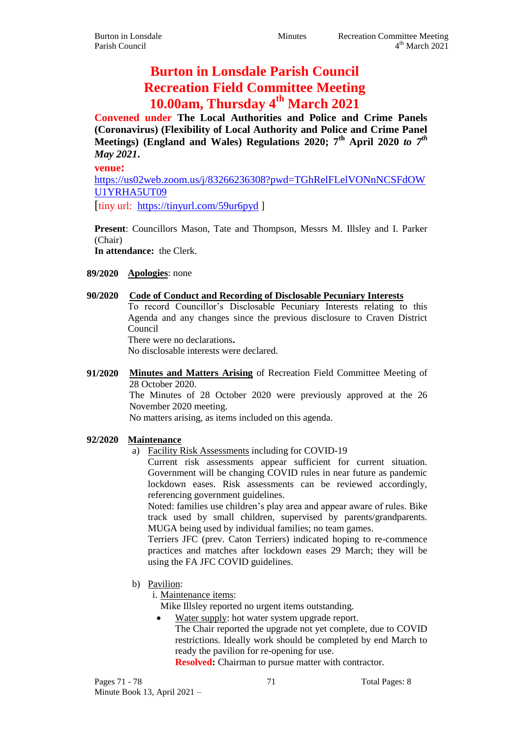# Burton in Lonsdale Parish Council
# Recreation Field Committee Meeting
# 10.00am, Thursday 4th March 2021

**Convened under The Local Authorities and Police and Crime Panels (Coronavirus) (Flexibility of Local Authority and Police and Crime Panel Meetings) (England and Wales) Regulations 2020; 7th April 2020** ***to 7th May 2021*****.**

**venue:**
https://us02web.zoom.us/j/83266236308?pwd=TGhRelFLelVONnNCSFdOWU1YRHA5UT09
[tiny url: https://tinyurl.com/59ur6pyd ]

**Present**: Councillors Mason, Tate and Thompson, Messrs M. Illsley and I. Parker (Chair)
**In attendance:** the Clerk.

**89/2020 Apologies**: none

**90/2020 Code of Conduct and Recording of Disclosable Pecuniary Interests**

To record Councillor's Disclosable Pecuniary Interests relating to this Agenda and any changes since the previous disclosure to Craven District Council

There were no declarations.
No disclosable interests were declared.

**91/2020 Minutes and Matters Arising** of Recreation Field Committee Meeting of 28 October 2020.

The Minutes of 28 October 2020 were previously approved at the 26 November 2020 meeting.
No matters arising, as items included on this agenda.

**92/2020 Maintenance**

a) Facility Risk Assessments including for COVID-19

Current risk assessments appear sufficient for current situation. Government will be changing COVID rules in near future as pandemic lockdown eases. Risk assessments can be reviewed accordingly, referencing government guidelines.

Noted: families use children's play area and appear aware of rules. Bike track used by small children, supervised by parents/grandparents. MUGA being used by individual families; no team games.

Terriers JFC (prev. Caton Terriers) indicated hoping to re-commence practices and matches after lockdown eases 29 March; they will be using the FA JFC COVID guidelines.

b) Pavilion:

i. Maintenance items:

Mike Illsley reported no urgent items outstanding.

- Water supply: hot water system upgrade report.
  The Chair reported the upgrade not yet complete, due to COVID restrictions. Ideally work should be completed by end March to ready the pavilion for re-opening for use.
  **Resolved:** Chairman to pursue matter with contractor.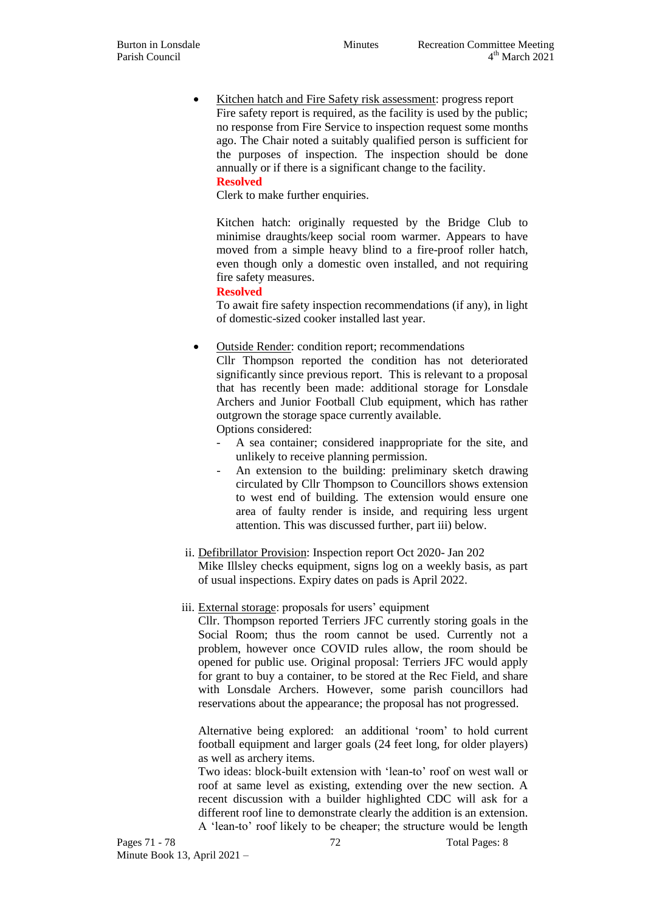- <u>Kitchen hatch and Fire Safety risk assessment</u>: progress report

  Fire safety report is required, as the facility is used by the public; no response from Fire Service to inspection request some months ago. The Chair noted a suitably qualified person is sufficient for the purposes of inspection. The inspection should be done annually or if there is a significant change to the facility.

  **Resolved**

  Clerk to make further enquiries.

  Kitchen hatch: originally requested by the Bridge Club to minimise draughts/keep social room warmer. Appears to have moved from a simple heavy blind to a fire-proof roller hatch, even though only a domestic oven installed, and not requiring fire safety measures.

  **Resolved**

  To await fire safety inspection recommendations (if any), in light of domestic-sized cooker installed last year.

- <u>Outside Render</u>: condition report; recommendations

  Cllr Thompson reported the condition has not deteriorated significantly since previous report. This is relevant to a proposal that has recently been made: additional storage for Lonsdale Archers and Junior Football Club equipment, which has rather outgrown the storage space currently available.

  Options considered:
  - A sea container; considered inappropriate for the site, and unlikely to receive planning permission.
  - An extension to the building: preliminary sketch drawing circulated by Cllr Thompson to Councillors shows extension to west end of building. The extension would ensure one area of faulty render is inside, and requiring less urgent attention. This was discussed further, part iii) below.

ii. <u>Defibrillator Provision</u>: Inspection report Oct 2020- Jan 202

Mike Illsley checks equipment, signs log on a weekly basis, as part of usual inspections. Expiry dates on pads is April 2022.

iii. <u>External storage</u>: proposals for users' equipment

Cllr. Thompson reported Terriers JFC currently storing goals in the Social Room; thus the room cannot be used. Currently not a problem, however once COVID rules allow, the room should be opened for public use. Original proposal: Terriers JFC would apply for grant to buy a container, to be stored at the Rec Field, and share with Lonsdale Archers. However, some parish councillors had reservations about the appearance; the proposal has not progressed.

Alternative being explored: an additional 'room' to hold current football equipment and larger goals (24 feet long, for older players) as well as archery items.

Two ideas: block-built extension with 'lean-to' roof on west wall or roof at same level as existing, extending over the new section. A recent discussion with a builder highlighted CDC will ask for a different roof line to demonstrate clearly the addition is an extension. A 'lean-to' roof likely to be cheaper; the structure would be length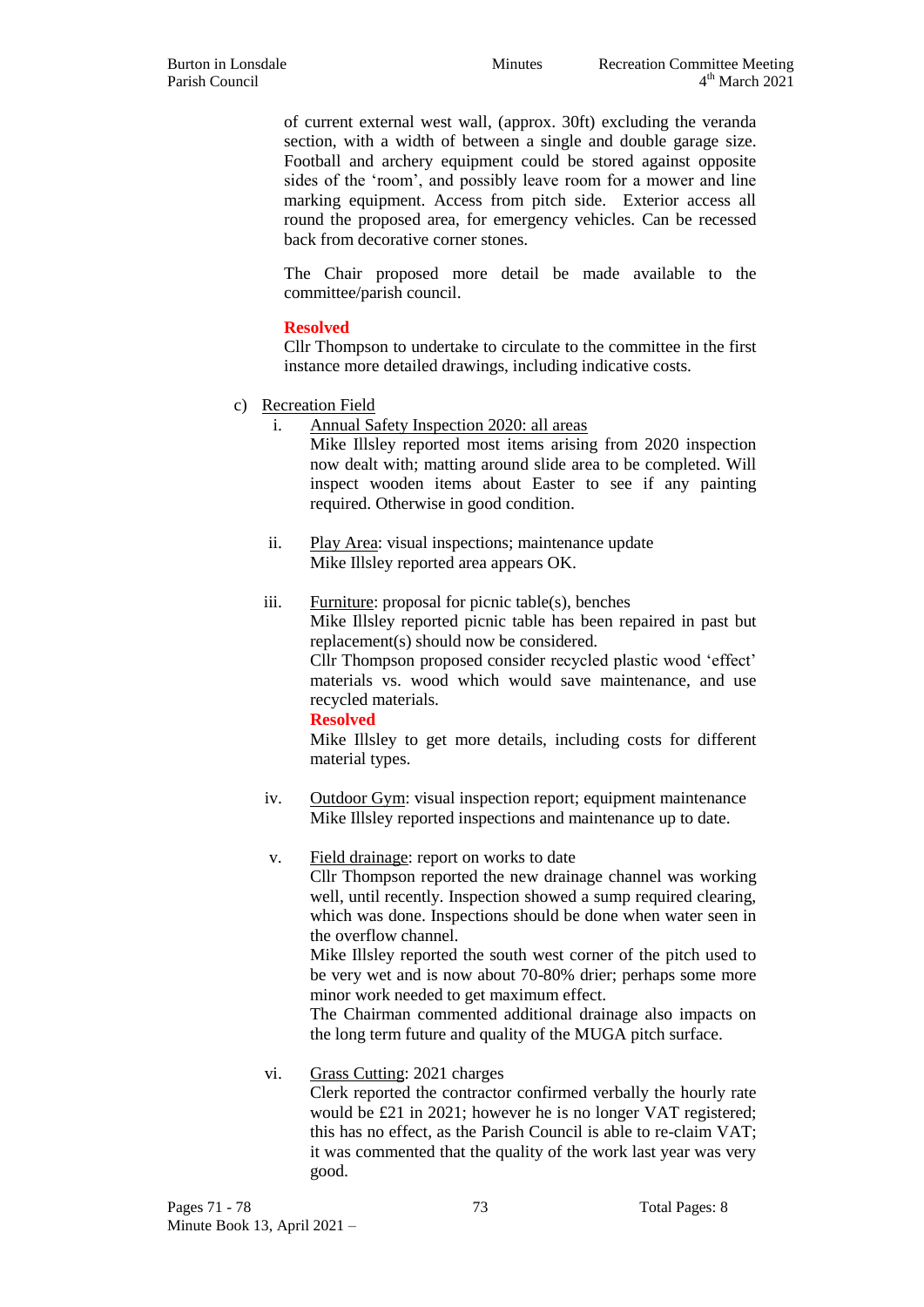of current external west wall, (approx. 30ft) excluding the veranda section, with a width of between a single and double garage size. Football and archery equipment could be stored against opposite sides of the 'room', and possibly leave room for a mower and line marking equipment. Access from pitch side. Exterior access all round the proposed area, for emergency vehicles. Can be recessed back from decorative corner stones.

The Chair proposed more detail be made available to the committee/parish council.

**Resolved**
Cllr Thompson to undertake to circulate to the committee in the first instance more detailed drawings, including indicative costs.

c) Recreation Field

i. Annual Safety Inspection 2020: all areas
Mike Illsley reported most items arising from 2020 inspection now dealt with; matting around slide area to be completed. Will inspect wooden items about Easter to see if any painting required. Otherwise in good condition.

ii. Play Area: visual inspections; maintenance update
Mike Illsley reported area appears OK.

iii. Furniture: proposal for picnic table(s), benches
Mike Illsley reported picnic table has been repaired in past but replacement(s) should now be considered.
Cllr Thompson proposed consider recycled plastic wood 'effect' materials vs. wood which would save maintenance, and use recycled materials.
**Resolved**
Mike Illsley to get more details, including costs for different material types.

iv. Outdoor Gym: visual inspection report; equipment maintenance
Mike Illsley reported inspections and maintenance up to date.

v. Field drainage: report on works to date
Cllr Thompson reported the new drainage channel was working well, until recently. Inspection showed a sump required clearing, which was done. Inspections should be done when water seen in the overflow channel.
Mike Illsley reported the south west corner of the pitch used to be very wet and is now about 70-80% drier; perhaps some more minor work needed to get maximum effect.
The Chairman commented additional drainage also impacts on the long term future and quality of the MUGA pitch surface.

vi. Grass Cutting: 2021 charges
Clerk reported the contractor confirmed verbally the hourly rate would be £21 in 2021; however he is no longer VAT registered; this has no effect, as the Parish Council is able to re-claim VAT; it was commented that the quality of the work last year was very good.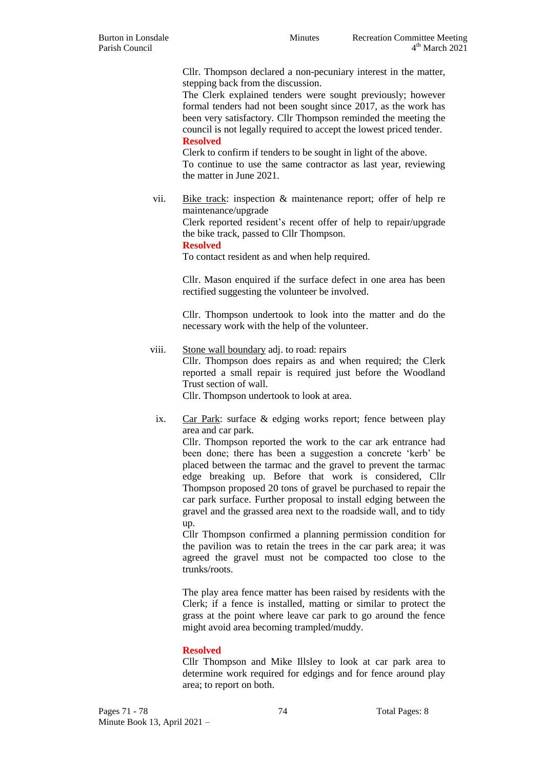Cllr. Thompson declared a non-pecuniary interest in the matter, stepping back from the discussion.
The Clerk explained tenders were sought previously; however formal tenders had not been sought since 2017, as the work has been very satisfactory. Cllr Thompson reminded the meeting the council is not legally required to accept the lowest priced tender.

**Resolved**

Clerk to confirm if tenders to be sought in light of the above.
To continue to use the same contractor as last year, reviewing the matter in June 2021.

vii. Bike track: inspection & maintenance report; offer of help re maintenance/upgrade

Clerk reported resident's recent offer of help to repair/upgrade the bike track, passed to Cllr Thompson.

**Resolved**

To contact resident as and when help required.

Cllr. Mason enquired if the surface defect in one area has been rectified suggesting the volunteer be involved.

Cllr. Thompson undertook to look into the matter and do the necessary work with the help of the volunteer.

viii. Stone wall boundary adj. to road: repairs

Cllr. Thompson does repairs as and when required; the Clerk reported a small repair is required just before the Woodland Trust section of wall.
Cllr. Thompson undertook to look at area.

ix. Car Park: surface & edging works report; fence between play area and car park.

Cllr. Thompson reported the work to the car ark entrance had been done; there has been a suggestion a concrete 'kerb' be placed between the tarmac and the gravel to prevent the tarmac edge breaking up. Before that work is considered, Cllr Thompson proposed 20 tons of gravel be purchased to repair the car park surface. Further proposal to install edging between the gravel and the grassed area next to the roadside wall, and to tidy up.
Cllr Thompson confirmed a planning permission condition for the pavilion was to retain the trees in the car park area; it was agreed the gravel must not be compacted too close to the trunks/roots.

The play area fence matter has been raised by residents with the Clerk; if a fence is installed, matting or similar to protect the grass at the point where leave car park to go around the fence might avoid area becoming trampled/muddy.

**Resolved**

Cllr Thompson and Mike Illsley to look at car park area to determine work required for edgings and for fence around play area; to report on both.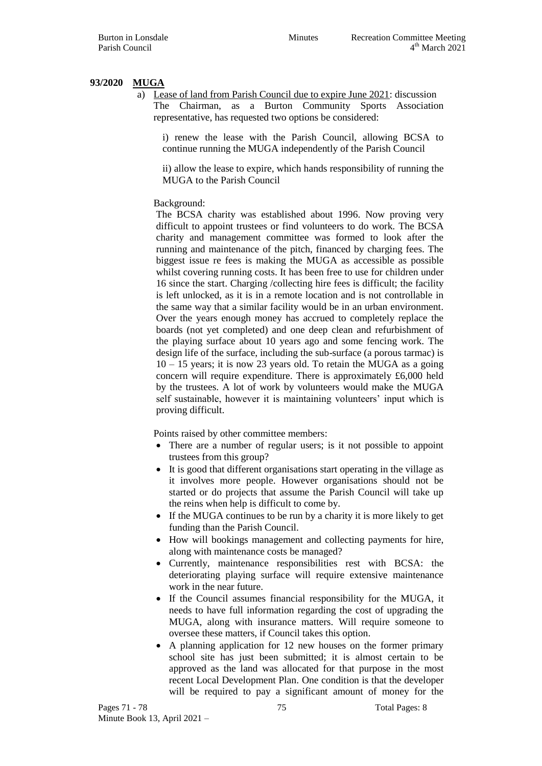**93/2020 MUGA**

a) Lease of land from Parish Council due to expire June 2021: discussion

The Chairman, as a Burton Community Sports Association representative, has requested two options be considered:

i) renew the lease with the Parish Council, allowing BCSA to continue running the MUGA independently of the Parish Council

ii) allow the lease to expire, which hands responsibility of running the MUGA to the Parish Council

Background:

The BCSA charity was established about 1996. Now proving very difficult to appoint trustees or find volunteers to do work. The BCSA charity and management committee was formed to look after the running and maintenance of the pitch, financed by charging fees. The biggest issue re fees is making the MUGA as accessible as possible whilst covering running costs. It has been free to use for children under 16 since the start. Charging /collecting hire fees is difficult; the facility is left unlocked, as it is in a remote location and is not controllable in the same way that a similar facility would be in an urban environment. Over the years enough money has accrued to completely replace the boards (not yet completed) and one deep clean and refurbishment of the playing surface about 10 years ago and some fencing work. The design life of the surface, including the sub-surface (a porous tarmac) is 10 – 15 years; it is now 23 years old. To retain the MUGA as a going concern will require expenditure. There is approximately £6,000 held by the trustees. A lot of work by volunteers would make the MUGA self sustainable, however it is maintaining volunteers' input which is proving difficult.

Points raised by other committee members:

- There are a number of regular users; is it not possible to appoint trustees from this group?
- It is good that different organisations start operating in the village as it involves more people. However organisations should not be started or do projects that assume the Parish Council will take up the reins when help is difficult to come by.
- If the MUGA continues to be run by a charity it is more likely to get funding than the Parish Council.
- How will bookings management and collecting payments for hire, along with maintenance costs be managed?
- Currently, maintenance responsibilities rest with BCSA: the deteriorating playing surface will require extensive maintenance work in the near future.
- If the Council assumes financial responsibility for the MUGA, it needs to have full information regarding the cost of upgrading the MUGA, along with insurance matters. Will require someone to oversee these matters, if Council takes this option.
- A planning application for 12 new houses on the former primary school site has just been submitted; it is almost certain to be approved as the land was allocated for that purpose in the most recent Local Development Plan. One condition is that the developer will be required to pay a significant amount of money for the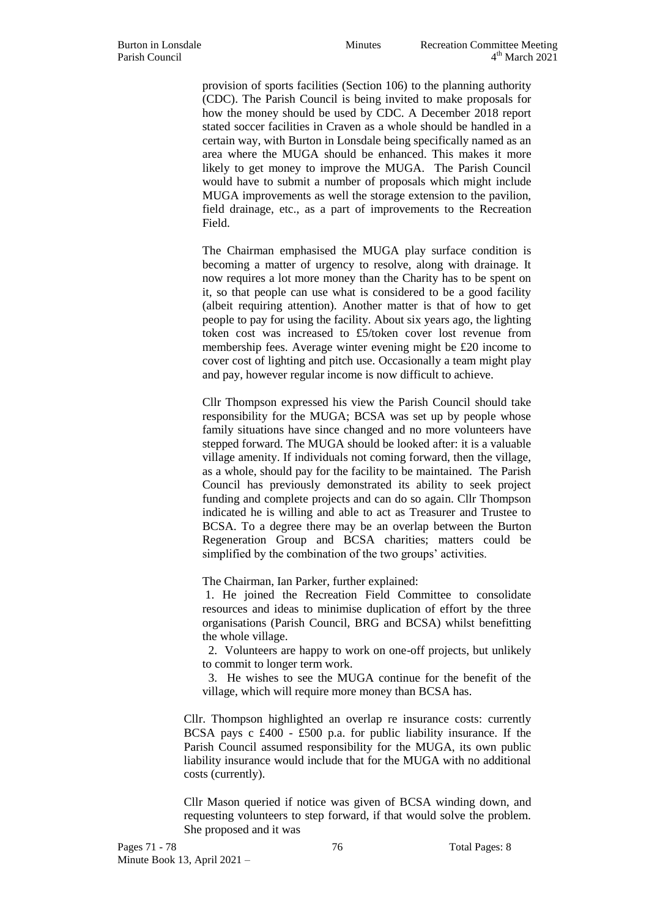provision of sports facilities (Section 106) to the planning authority (CDC). The Parish Council is being invited to make proposals for how the money should be used by CDC. A December 2018 report stated soccer facilities in Craven as a whole should be handled in a certain way, with Burton in Lonsdale being specifically named as an area where the MUGA should be enhanced. This makes it more likely to get money to improve the MUGA. The Parish Council would have to submit a number of proposals which might include MUGA improvements as well the storage extension to the pavilion, field drainage, etc., as a part of improvements to the Recreation Field.

The Chairman emphasised the MUGA play surface condition is becoming a matter of urgency to resolve, along with drainage. It now requires a lot more money than the Charity has to be spent on it, so that people can use what is considered to be a good facility (albeit requiring attention). Another matter is that of how to get people to pay for using the facility. About six years ago, the lighting token cost was increased to £5/token cover lost revenue from membership fees. Average winter evening might be £20 income to cover cost of lighting and pitch use. Occasionally a team might play and pay, however regular income is now difficult to achieve.

Cllr Thompson expressed his view the Parish Council should take responsibility for the MUGA; BCSA was set up by people whose family situations have since changed and no more volunteers have stepped forward. The MUGA should be looked after: it is a valuable village amenity. If individuals not coming forward, then the village, as a whole, should pay for the facility to be maintained. The Parish Council has previously demonstrated its ability to seek project funding and complete projects and can do so again. Cllr Thompson indicated he is willing and able to act as Treasurer and Trustee to BCSA. To a degree there may be an overlap between the Burton Regeneration Group and BCSA charities; matters could be simplified by the combination of the two groups' activities.

The Chairman, Ian Parker, further explained:

1. He joined the Recreation Field Committee to consolidate resources and ideas to minimise duplication of effort by the three organisations (Parish Council, BRG and BCSA) whilst benefitting the whole village.
2. Volunteers are happy to work on one-off projects, but unlikely to commit to longer term work.
3. He wishes to see the MUGA continue for the benefit of the village, which will require more money than BCSA has.

Cllr. Thompson highlighted an overlap re insurance costs: currently BCSA pays c £400 - £500 p.a. for public liability insurance. If the Parish Council assumed responsibility for the MUGA, its own public liability insurance would include that for the MUGA with no additional costs (currently).

Cllr Mason queried if notice was given of BCSA winding down, and requesting volunteers to step forward, if that would solve the problem. She proposed and it was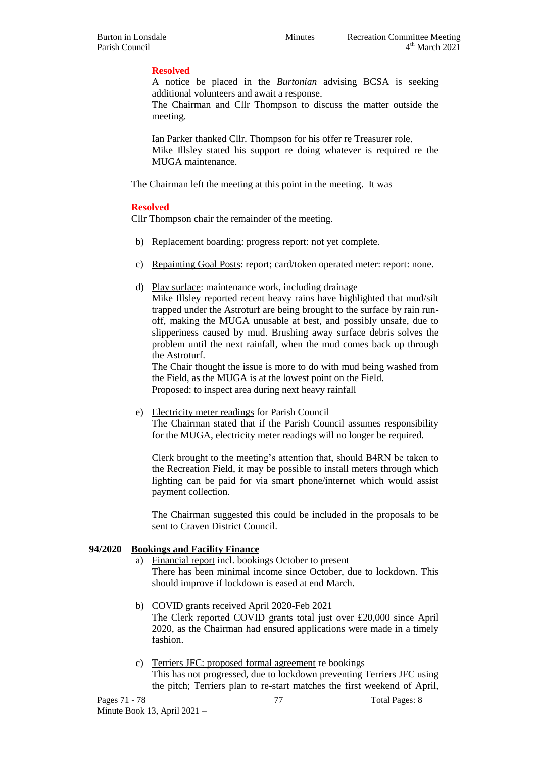**Resolved**

A notice be placed in the *Burtonian* advising BCSA is seeking additional volunteers and await a response.

The Chairman and Cllr Thompson to discuss the matter outside the meeting.

Ian Parker thanked Cllr. Thompson for his offer re Treasurer role.
Mike Illsley stated his support re doing whatever is required re the MUGA maintenance.

The Chairman left the meeting at this point in the meeting. It was

**Resolved**

Cllr Thompson chair the remainder of the meeting.

b) Replacement boarding: progress report: not yet complete.

c) Repainting Goal Posts: report; card/token operated meter: report: none.

d) Play surface: maintenance work, including drainage
Mike Illsley reported recent heavy rains have highlighted that mud/silt trapped under the Astroturf are being brought to the surface by rain run-off, making the MUGA unusable at best, and possibly unsafe, due to slipperiness caused by mud. Brushing away surface debris solves the problem until the next rainfall, when the mud comes back up through the Astroturf.
The Chair thought the issue is more to do with mud being washed from the Field, as the MUGA is at the lowest point on the Field.
Proposed: to inspect area during next heavy rainfall

e) Electricity meter readings for Parish Council
The Chairman stated that if the Parish Council assumes responsibility for the MUGA, electricity meter readings will no longer be required.

Clerk brought to the meeting's attention that, should B4RN be taken to the Recreation Field, it may be possible to install meters through which lighting can be paid for via smart phone/internet which would assist payment collection.

The Chairman suggested this could be included in the proposals to be sent to Craven District Council.

**94/2020 Bookings and Facility Finance**

a) Financial report incl. bookings October to present
There has been minimal income since October, due to lockdown. This should improve if lockdown is eased at end March.

b) COVID grants received April 2020-Feb 2021
The Clerk reported COVID grants total just over £20,000 since April 2020, as the Chairman had ensured applications were made in a timely fashion.

c) Terriers JFC: proposed formal agreement re bookings
This has not progressed, due to lockdown preventing Terriers JFC using the pitch; Terriers plan to re-start matches the first weekend of April,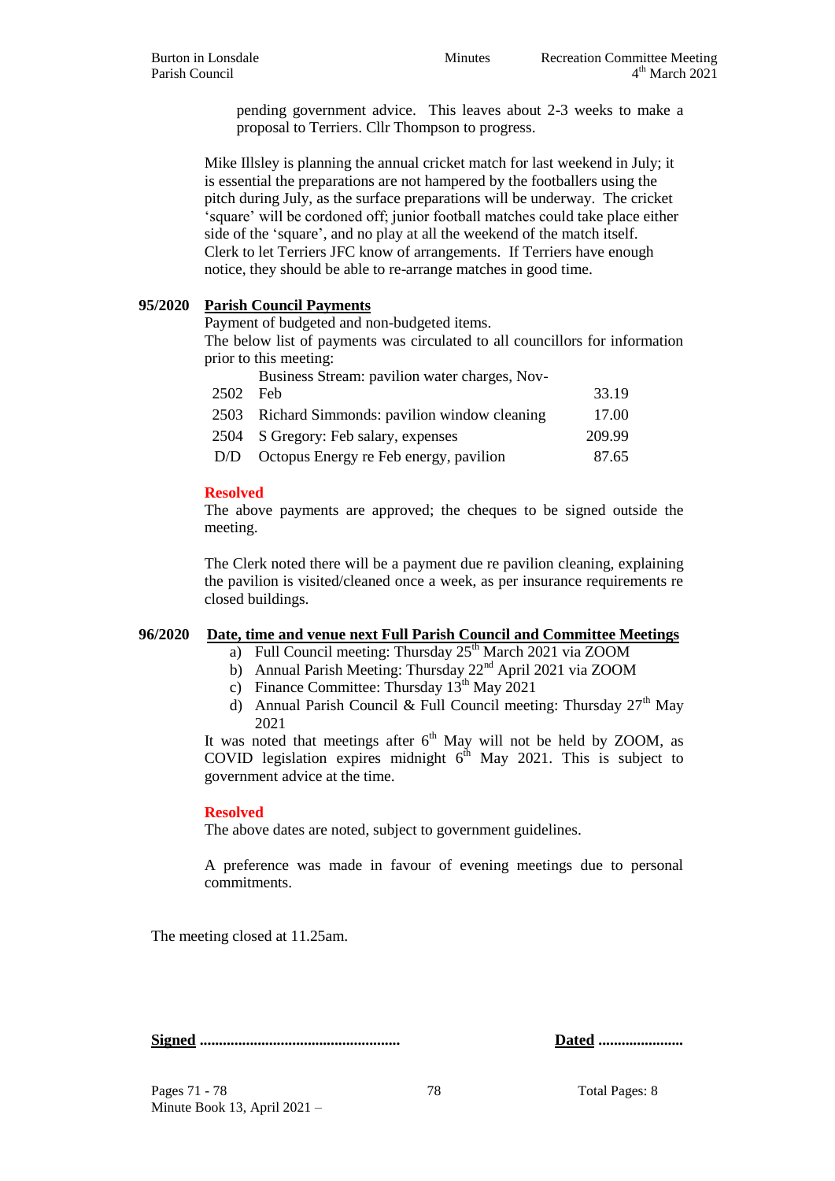pending government advice. This leaves about 2-3 weeks to make a proposal to Terriers. Cllr Thompson to progress.

Mike Illsley is planning the annual cricket match for last weekend in July; it is essential the preparations are not hampered by the footballers using the pitch during July, as the surface preparations will be underway. The cricket 'square' will be cordoned off; junior football matches could take place either side of the 'square', and no play at all the weekend of the match itself. Clerk to let Terriers JFC know of arrangements. If Terriers have enough notice, they should be able to re-arrange matches in good time.

**95/2020 Parish Council Payments**

Payment of budgeted and non-budgeted items.
The below list of payments was circulated to all councillors for information prior to this meeting:

| | | |
|---|---|---|
| 2502 | Business Stream: pavilion water charges, Nov-Feb | 33.19 |
| 2503 | Richard Simmonds: pavilion window cleaning | 17.00 |
| 2504 | S Gregory: Feb salary, expenses | 209.99 |
| D/D | Octopus Energy re Feb energy, pavilion | 87.65 |

**Resolved**
The above payments are approved; the cheques to be signed outside the meeting.

The Clerk noted there will be a payment due re pavilion cleaning, explaining the pavilion is visited/cleaned once a week, as per insurance requirements re closed buildings.

**96/2020 Date, time and venue next Full Parish Council and Committee Meetings**

a) Full Council meeting: Thursday 25th March 2021 via ZOOM
b) Annual Parish Meeting: Thursday 22nd April 2021 via ZOOM
c) Finance Committee: Thursday 13th May 2021
d) Annual Parish Council & Full Council meeting: Thursday 27th May 2021

It was noted that meetings after 6th May will not be held by ZOOM, as COVID legislation expires midnight 6th May 2021. This is subject to government advice at the time.

**Resolved**
The above dates are noted, subject to government guidelines.

A preference was made in favour of evening meetings due to personal commitments.

The meeting closed at 11.25am.

**Signed** ................................................... **Dated** ......................

Pages 71 - 78
Minute Book 13, April 2021 –